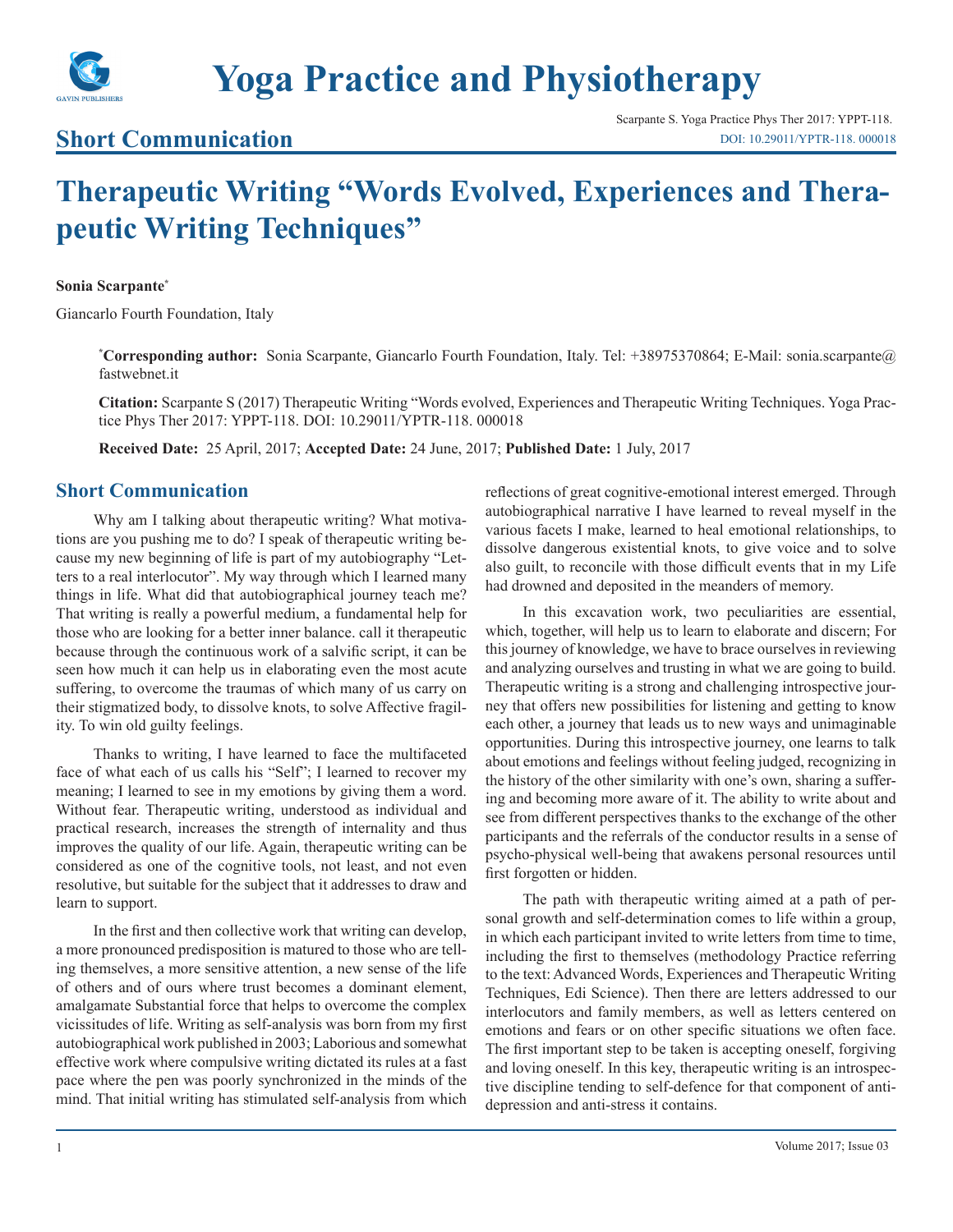## Short Communication

# Therapeutic Writing "Words Evolved, Experiences and Therapeutic Writing Techniques"

**Sonia Scarpante***

Giancarlo Fourth Foundation, Italy

***Corresponding author:** Sonia Scarpante, Giancarlo Fourth Foundation, Italy. Tel: +38975370864; E-Mail: sonia.scarpante@fastwebnet.it

**Citation:** Scarpante S (2017) Therapeutic Writing "Words evolved, Experiences and Therapeutic Writing Techniques. Yoga Practice Phys Ther 2017: YPPT-118. DOI: 10.29011/YPTR-118. 000018

**Received Date:** 25 April, 2017; **Accepted Date:** 24 June, 2017; **Published Date:** 1 July, 2017

## Short Communication

Why am I talking about therapeutic writing? What motivations are you pushing me to do? I speak of therapeutic writing because my new beginning of life is part of my autobiography "Letters to a real interlocutor". My way through which I learned many things in life. What did that autobiographical journey teach me? That writing is really a powerful medium, a fundamental help for those who are looking for a better inner balance. call it therapeutic because through the continuous work of a salvific script, it can be seen how much it can help us in elaborating even the most acute suffering, to overcome the traumas of which many of us carry on their stigmatized body, to dissolve knots, to solve Affective fragility. To win old guilty feelings.

Thanks to writing, I have learned to face the multifaceted face of what each of us calls his "Self"; I learned to recover my meaning; I learned to see in my emotions by giving them a word. Without fear. Therapeutic writing, understood as individual and practical research, increases the strength of internality and thus improves the quality of our life. Again, therapeutic writing can be considered as one of the cognitive tools, not least, and not even resolutive, but suitable for the subject that it addresses to draw and learn to support.

In the first and then collective work that writing can develop, a more pronounced predisposition is matured to those who are telling themselves, a more sensitive attention, a new sense of the life of others and of ours where trust becomes a dominant element, amalgamate Substantial force that helps to overcome the complex vicissitudes of life. Writing as self-analysis was born from my first autobiographical work published in 2003; Laborious and somewhat effective work where compulsive writing dictated its rules at a fast pace where the pen was poorly synchronized in the minds of the mind. That initial writing has stimulated self-analysis from which reflections of great cognitive-emotional interest emerged. Through autobiographical narrative I have learned to reveal myself in the various facets I make, learned to heal emotional relationships, to dissolve dangerous existential knots, to give voice and to solve also guilt, to reconcile with those difficult events that in my Life had drowned and deposited in the meanders of memory.

In this excavation work, two peculiarities are essential, which, together, will help us to learn to elaborate and discern; For this journey of knowledge, we have to brace ourselves in reviewing and analyzing ourselves and trusting in what we are going to build. Therapeutic writing is a strong and challenging introspective journey that offers new possibilities for listening and getting to know each other, a journey that leads us to new ways and unimaginable opportunities. During this introspective journey, one learns to talk about emotions and feelings without feeling judged, recognizing in the history of the other similarity with one's own, sharing a suffering and becoming more aware of it. The ability to write about and see from different perspectives thanks to the exchange of the other participants and the referrals of the conductor results in a sense of psycho-physical well-being that awakens personal resources until first forgotten or hidden.

The path with therapeutic writing aimed at a path of personal growth and self-determination comes to life within a group, in which each participant invited to write letters from time to time, including the first to themselves (methodology Practice referring to the text: Advanced Words, Experiences and Therapeutic Writing Techniques, Edi Science). Then there are letters addressed to our interlocutors and family members, as well as letters centered on emotions and fears or on other specific situations we often face. The first important step to be taken is accepting oneself, forgiving and loving oneself. In this key, therapeutic writing is an introspective discipline tending to self-defence for that component of anti-depression and anti-stress it contains.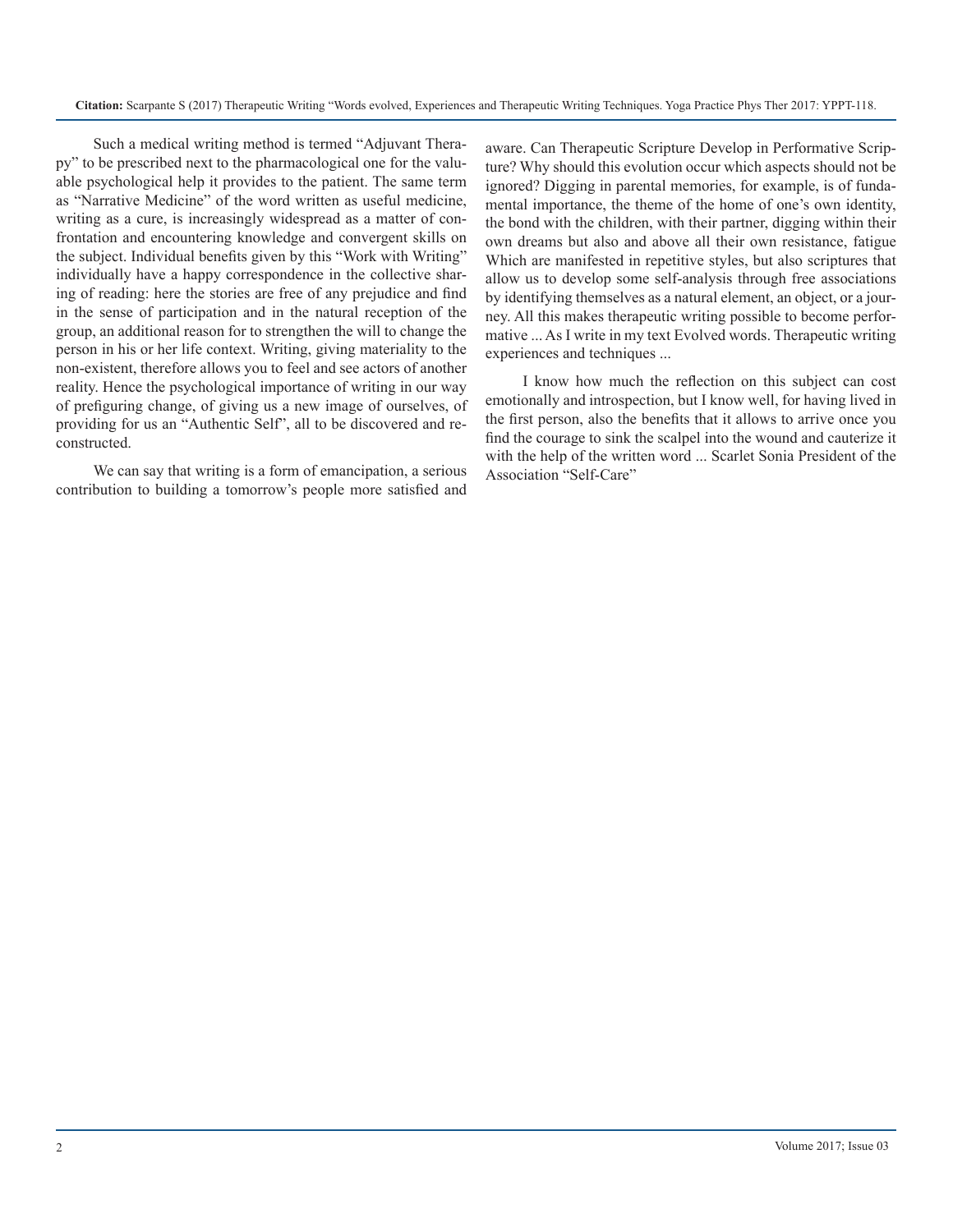Such a medical writing method is termed "Adjuvant Therapy" to be prescribed next to the pharmacological one for the valuable psychological help it provides to the patient. The same term as "Narrative Medicine" of the word written as useful medicine, writing as a cure, is increasingly widespread as a matter of confrontation and encountering knowledge and convergent skills on the subject. Individual benefits given by this "Work with Writing" individually have a happy correspondence in the collective sharing of reading: here the stories are free of any prejudice and find in the sense of participation and in the natural reception of the group, an additional reason for to strengthen the will to change the person in his or her life context. Writing, giving materiality to the non-existent, therefore allows you to feel and see actors of another reality. Hence the psychological importance of writing in our way of prefiguring change, of giving us a new image of ourselves, of providing for us an "Authentic Self", all to be discovered and reconstructed.

We can say that writing is a form of emancipation, a serious contribution to building a tomorrow's people more satisfied and aware. Can Therapeutic Scripture Develop in Performative Scripture? Why should this evolution occur which aspects should not be ignored? Digging in parental memories, for example, is of fundamental importance, the theme of the home of one's own identity, the bond with the children, with their partner, digging within their own dreams but also and above all their own resistance, fatigue Which are manifested in repetitive styles, but also scriptures that allow us to develop some self-analysis through free associations by identifying themselves as a natural element, an object, or a journey. All this makes therapeutic writing possible to become performative ... As I write in my text Evolved words. Therapeutic writing experiences and techniques ...

I know how much the reflection on this subject can cost emotionally and introspection, but I know well, for having lived in the first person, also the benefits that it allows to arrive once you find the courage to sink the scalpel into the wound and cauterize it with the help of the written word ... Scarlet Sonia President of the Association "Self-Care"